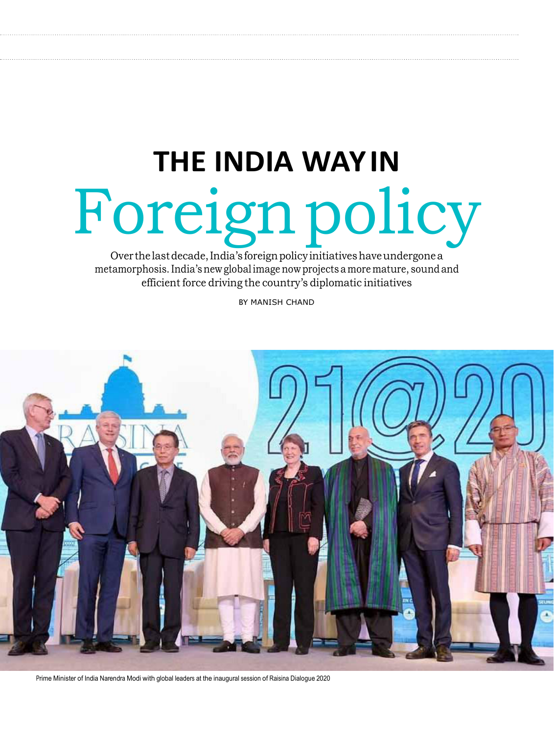# THE INDIA WAY IN Foreign policy

Over the last decade, India's foreign policy initiatives have undergone a metamorphosis. India's new global image now projects a more mature, sound and efficient force driving the country's diplomatic initiatives

BY MANISH CHAND

Prime Minister of India Narendra Modi with global leaders at the inaugural session of Raisina Dialogue 2020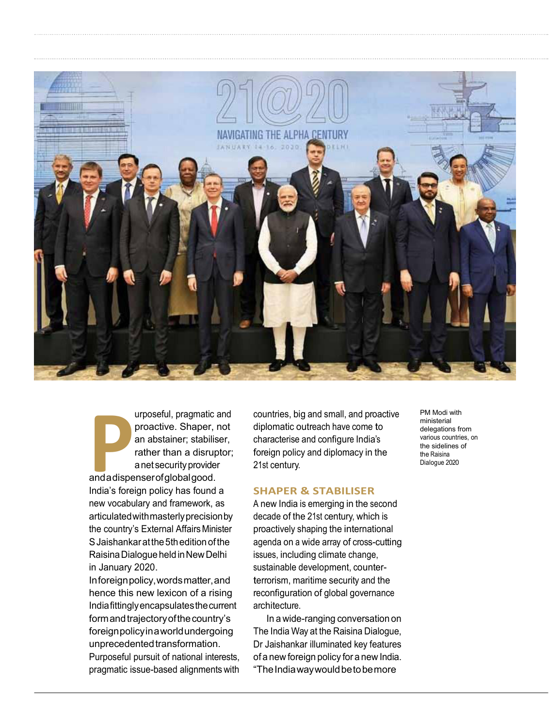Purposeful, pragmatic and proactive. Shaper, not an abstainer; stabiliser, rather than a disruptor; a net security provider and a dispenser of global good. India's foreign policy has found a new vocabulary and framework, as articulated with masterly precision by the country's External Affairs Minister S Jaishankar at the 5th edition of the Raisina Dialogue held in New Delhi in January 2020.

In foreign policy, words matter, and hence this new lexicon of a rising India fittingly encapsulates the current form and trajectory of the country's foreign policy in a world undergoing unprecedented transformation. Purposeful pursuit of national interests, pragmatic issue-based alignments with countries, big and small, and proactive diplomatic outreach have come to characterise and configure India's foreign policy and diplomacy in the 21st century.

## SHAPER & STABILISER

A new India is emerging in the second decade of the 21st century, which is proactively shaping the international agenda on a wide array of cross-cutting issues, including climate change, sustainable development, counter-terrorism, maritime security and the reconfiguration of global governance architecture.

In a wide-ranging conversation on The India Way at the Raisina Dialogue, Dr Jaishankar illuminated key features of a new foreign policy for a new India. "The India way would be to be more

PM Modi with ministerial delegations from various countries, on the sidelines of the Raisina Dialogue 2020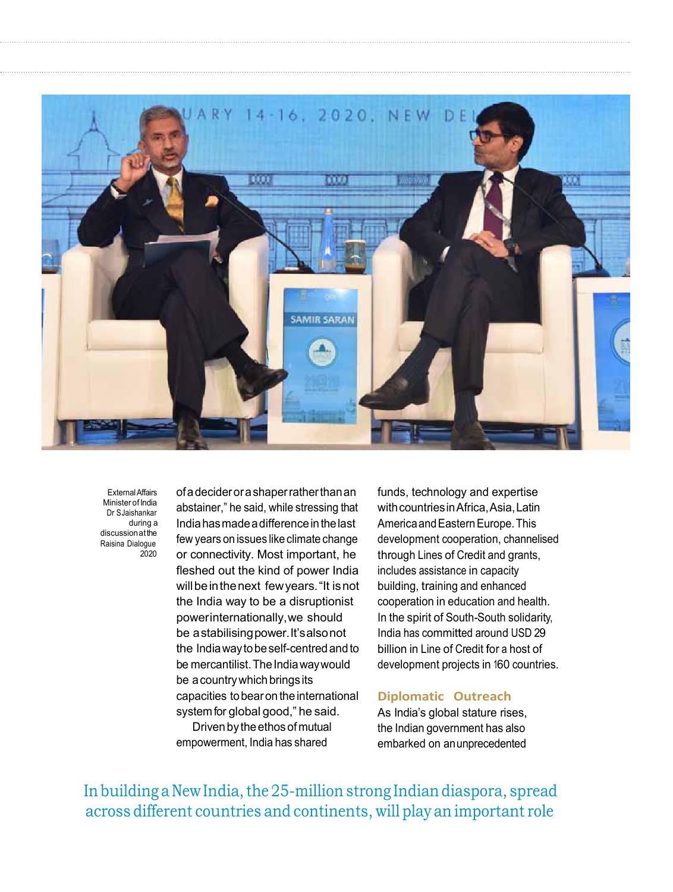External Affairs Minister of India Dr S Jaishankar during a discussion at the Raisina Dialogue 2020

of a decider or a shaper rather than an abstainer," he said, while stressing that India has made a difference in the last few years on issues like climate change or connectivity. Most important, he fleshed out the kind of power India will be in the next few years. "It is not the India way to be a disruptionist power internationally, we should be a stabilising power. It's also not the India way to be self-centred and to be mercantilist. The India way would be a country which brings its capacities to bear on the international system for global good," he said.

Driven by the ethos of mutual empowerment, India has shared funds, technology and expertise with countries in Africa, Asia, Latin America and Eastern Europe. This development cooperation, channelised through Lines of Credit and grants, includes assistance in capacity building, training and enhanced cooperation in education and health. In the spirit of South-South solidarity, India has committed around USD 29 billion in Line of Credit for a host of development projects in 160 countries.

### Diplomatic Outreach

As India's global stature rises, the Indian government has also embarked on an unprecedented

In building a New India, the 25-million strong Indian diaspora, spread across different countries and continents, will play an important role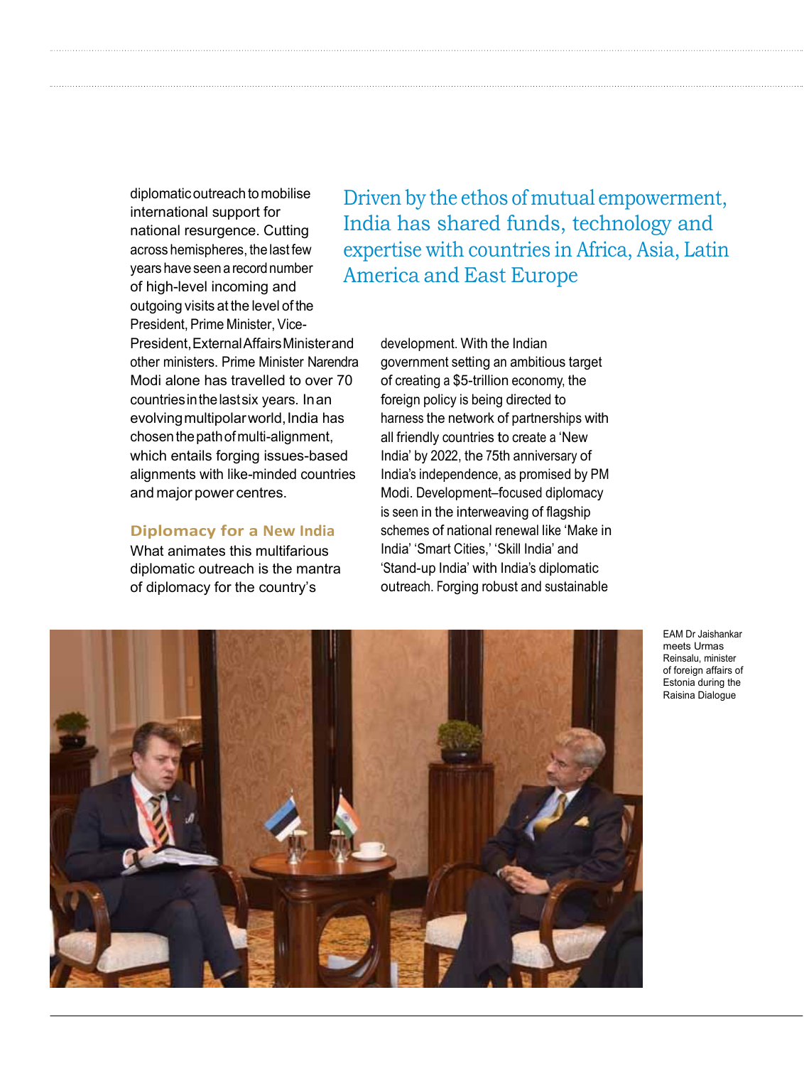diplomatic outreach to mobilise international support for national resurgence. Cutting across hemispheres, the last few years have seen a record number of high-level incoming and outgoing visits at the level of the President, Prime Minister, Vice-President, External Affairs Minister and other ministers. Prime Minister Narendra Modi alone has travelled to over 70 countries in the last six years. In an evolving multipolar world, India has chosen the path of multi-alignment, which entails forging issues-based alignments with like-minded countries and major power centres.

> Driven by the ethos of mutual empowerment, India has shared funds, technology and expertise with countries in Africa, Asia, Latin America and East Europe

### Diplomacy for a New India

What animates this multifarious diplomatic outreach is the mantra of diplomacy for the country's development. With the Indian government setting an ambitious target of creating a $5-trillion economy, the foreign policy is being directed to harness the network of partnerships with all friendly countries to create a 'New India' by 2022, the 75th anniversary of India's independence, as promised by PM Modi. Development–focused diplomacy is seen in the interweaving of flagship schemes of national renewal like 'Make in India' 'Smart Cities,' 'Skill India' and 'Stand-up India' with India's diplomatic outreach. Forging robust and sustainable

EAM Dr Jaishankar meets Urmas Reinsalu, minister of foreign affairs of Estonia during the Raisina Dialogue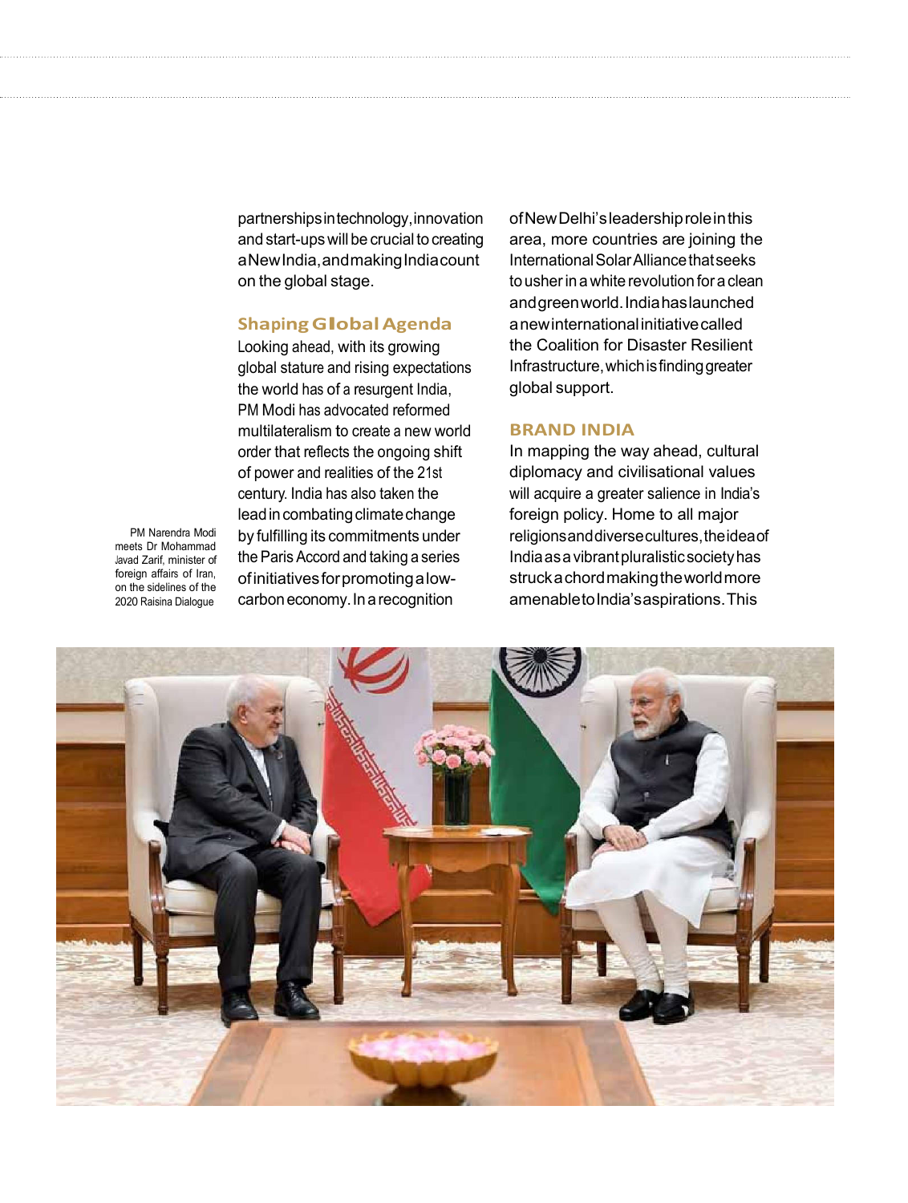partnerships in technology, innovation and start-ups will be crucial to creating a New India, and making India count on the global stage.

## Shaping Global Agenda

Looking ahead, with its growing global stature and rising expectations the world has of a resurgent India, PM Modi has advocated reformed multilateralism to create a new world order that reflects the ongoing shift of power and realities of the 21st century. India has also taken the lead in combating climate change by fulfilling its commitments under the Paris Accord and taking a series of initiatives for promoting a low-carbon economy. In a recognition of New Delhi's leadership role in this area, more countries are joining the International Solar Alliance that seeks to usher in a white revolution for a clean and green world. India has launched a new international initiative called the Coalition for Disaster Resilient Infrastructure, which is finding greater global support.

## BRAND INDIA

In mapping the way ahead, cultural diplomacy and civilisational values will acquire a greater salience in India's foreign policy. Home to all major religions and diverse cultures, the idea of India as a vibrant pluralistic society has struck a chord making the world more amenable to India's aspirations. This

PM Narendra Modi meets Dr Mohammad Javad Zarif, minister of foreign affairs of Iran, on the sidelines of the 2020 Raisina Dialogue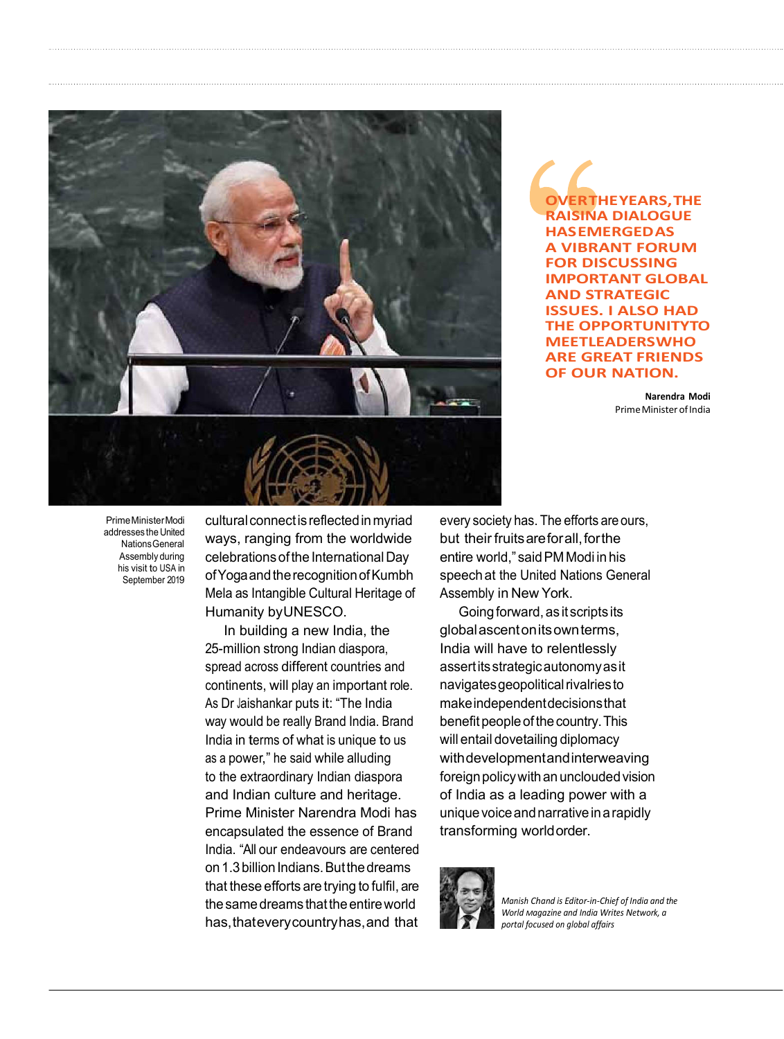> OVER THE YEARS, THE RAISINA DIALOGUE HAS EMERGED AS A VIBRANT FORUM FOR DISCUSSING IMPORTANT GLOBAL AND STRATEGIC ISSUES. I ALSO HAD THE OPPORTUNITY TO MEET LEADERS WHO ARE GREAT FRIENDS OF OUR NATION.
>
> **Narendra Modi**
> Prime Minister of India

Prime Minister Modi addresses the United Nations General Assembly during his visit to USA in September 2019

cultural connect is reflected in myriad ways, ranging from the worldwide celebrations of the International Day of Yoga and the recognition of Kumbh Mela as Intangible Cultural Heritage of Humanity by UNESCO.

In building a new India, the 25-million strong Indian diaspora, spread across different countries and continents, will play an important role. As Dr Jaishankar puts it: "The India way would be really Brand India. Brand India in terms of what is unique to us as a power," he said while alluding to the extraordinary Indian diaspora and Indian culture and heritage. Prime Minister Narendra Modi has encapsulated the essence of Brand India. "All our endeavours are centered on 1.3 billion Indians. But the dreams that these efforts are trying to fulfil, are the same dreams that the entire world has, that every country has, and that every society has. The efforts are ours, but their fruits are for all, for the entire world," said PM Modi in his speech at the United Nations General Assembly in New York.

Going forward, as it scripts its global ascent on its own terms, India will have to relentlessly assert its strategic autonomy as it navigates geopolitical rivalries to make independent decisions that benefit people of the country. This will entail dovetailing diplomacy with development and interweaving foreign policy with an unclouded vision of India as a leading power with a unique voice and narrative in a rapidly transforming world order.

*Manish Chand is Editor-in-Chief of India and the World Magazine and India Writes Network, a portal focused on global affairs*